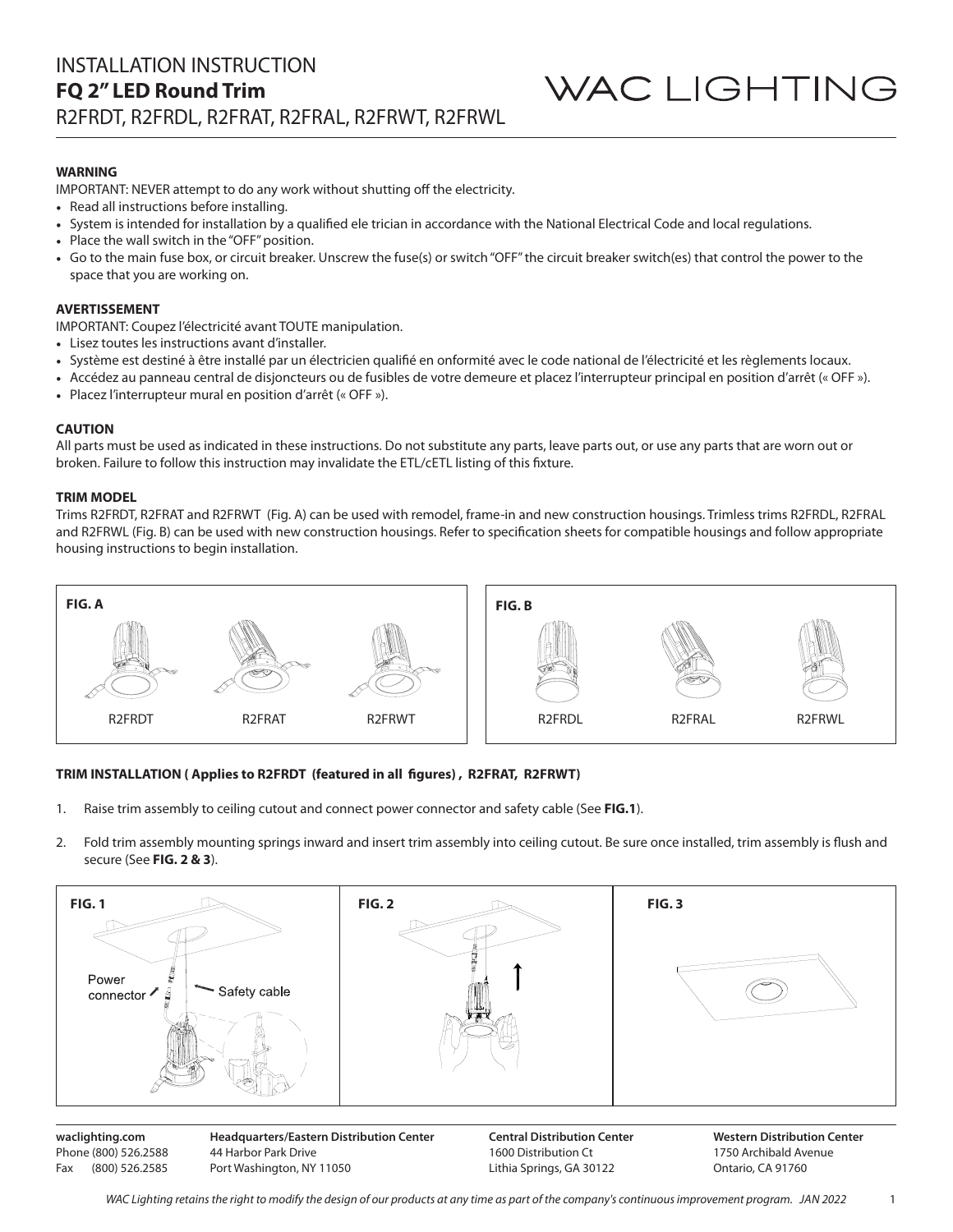# INSTALLATION INSTRUCTION
## FQ 2" LED Round Trim
R2FRDT, R2FRDL, R2FRAT, R2FRAL, R2FRWT, R2FRWL

WAC LIGHTING

**WARNING**

IMPORTANT: NEVER attempt to do any work without shutting off the electricity.

- Read all instructions before installing.
- System is intended for installation by a qualified ele trician in accordance with the National Electrical Code and local regulations.
- Place the wall switch in the "OFF" position.
- Go to the main fuse box, or circuit breaker. Unscrew the fuse(s) or switch "OFF" the circuit breaker switch(es) that control the power to the space that you are working on.

**AVERTISSEMENT**

IMPORTANT: Coupez l'électricité avant TOUTE manipulation.

- Lisez toutes les instructions avant d'installer.
- Système est destiné à être installé par un électricien qualifié en onformité avec le code national de l'électricité et les règlements locaux.
- Accédez au panneau central de disjoncteurs ou de fusibles de votre demeure et placez l'interrupteur principal en position d'arrêt (« OFF »).
- Placez l'interrupteur mural en position d'arrêt (« OFF »).

**CAUTION**

All parts must be used as indicated in these instructions. Do not substitute any parts, leave parts out, or use any parts that are worn out or broken. Failure to follow this instruction may invalidate the ETL/cETL listing of this fixture.

**TRIM MODEL**

Trims R2FRDT, R2FRAT and R2FRWT (Fig. A) can be used with remodel, frame-in and new construction housings. Trimless trims R2FRDL, R2FRAL and R2FRWL (Fig. B) can be used with new construction housings. Refer to specification sheets for compatible housings and follow appropriate housing instructions to begin installation.

**FIG. A**

R2FRDT R2FRAT R2FRWT

**FIG. B**

R2FRDL R2FRAL R2FRWL

**TRIM INSTALLATION ( Applies to R2FRDT (featured in all figures) , R2FRAT, R2FRWT)**

1. Raise trim assembly to ceiling cutout and connect power connector and safety cable (See **FIG.1**).
2. Fold trim assembly mounting springs inward and insert trim assembly into ceiling cutout. Be sure once installed, trim assembly is flush and secure (See **FIG. 2 & 3**).

**FIG. 1**

Power connector

Safety cable

**FIG. 2**

**FIG. 3**

waclighting.com
Phone (800) 526.2588
Fax (800) 526.2585

**Headquarters/Eastern Distribution Center**
44 Harbor Park Drive
Port Washington, NY 11050

**Central Distribution Center**
1600 Distribution Ct
Lithia Springs, GA 30122

**Western Distribution Center**
1750 Archibald Avenue
Ontario, CA 91760

*WAC Lighting retains the right to modify the design of our products at any time as part of the company's continuous improvement program. JAN 2022*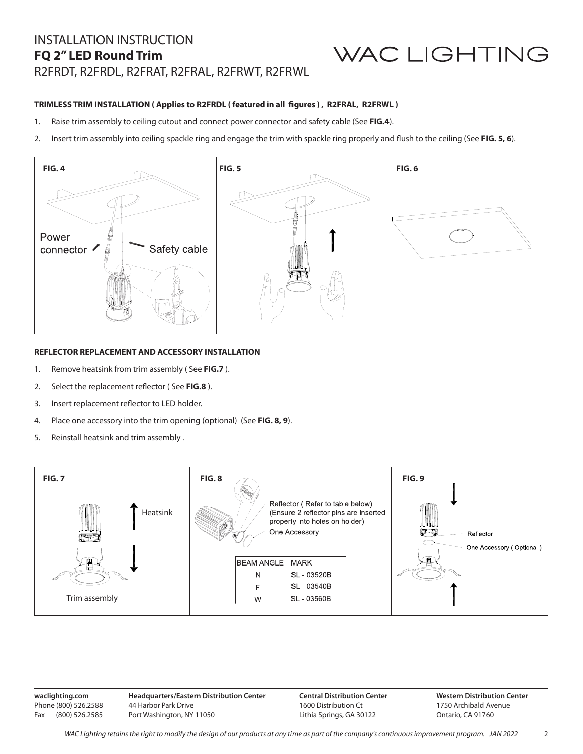# INSTALLATION INSTRUCTION
## FQ 2" LED Round Trim
R2FRDT, R2FRDL, R2FRAT, R2FRAL, R2FRWT, R2FRWL

WAC LIGHTING

**TRIMLESS TRIM INSTALLATION ( Applies to R2FRDL ( featured in all figures ) , R2FRAL, R2FRWL )**

1. Raise trim assembly to ceiling cutout and connect power connector and safety cable (See **FIG.4**).
2. Insert trim assembly into ceiling spackle ring and engage the trim with spackle ring properly and flush to the ceiling (See **FIG. 5, 6**).

**FIG. 4**

Power connector

Safety cable

**FIG. 5**

**FIG. 6**

**REFLECTOR REPLACEMENT AND ACCESSORY INSTALLATION**

1. Remove heatsink from trim assembly ( See **FIG.7** ).
2. Select the replacement reflector ( See **FIG.8** ).
3. Insert replacement reflector to LED holder.
4. Place one accessory into the trim opening (optional) (See **FIG. 8, 9**).
5. Reinstall heatsink and trim assembly .

**FIG. 7**

Heatsink

Trim assembly

**FIG. 8**

Reflector ( Refer to table below)
(Ensure 2 reflector pins are inserted properly into holes on holder)

One Accessory

| BEAM ANGLE | MARK |
|---|---|
| N | SL - 03520B |
| F | SL - 03540B |
| W | SL - 03560B |

**FIG. 9**

Reflector

One Accessory ( Optional )

waclighting.com
Phone (800) 526.2588
Fax (800) 526.2585

**Headquarters/Eastern Distribution Center**
44 Harbor Park Drive
Port Washington, NY 11050

**Central Distribution Center**
1600 Distribution Ct
Lithia Springs, GA 30122

**Western Distribution Center**
1750 Archibald Avenue
Ontario, CA 91760

*WAC Lighting retains the right to modify the design of our products at any time as part of the company's continuous improvement program. JAN 2022*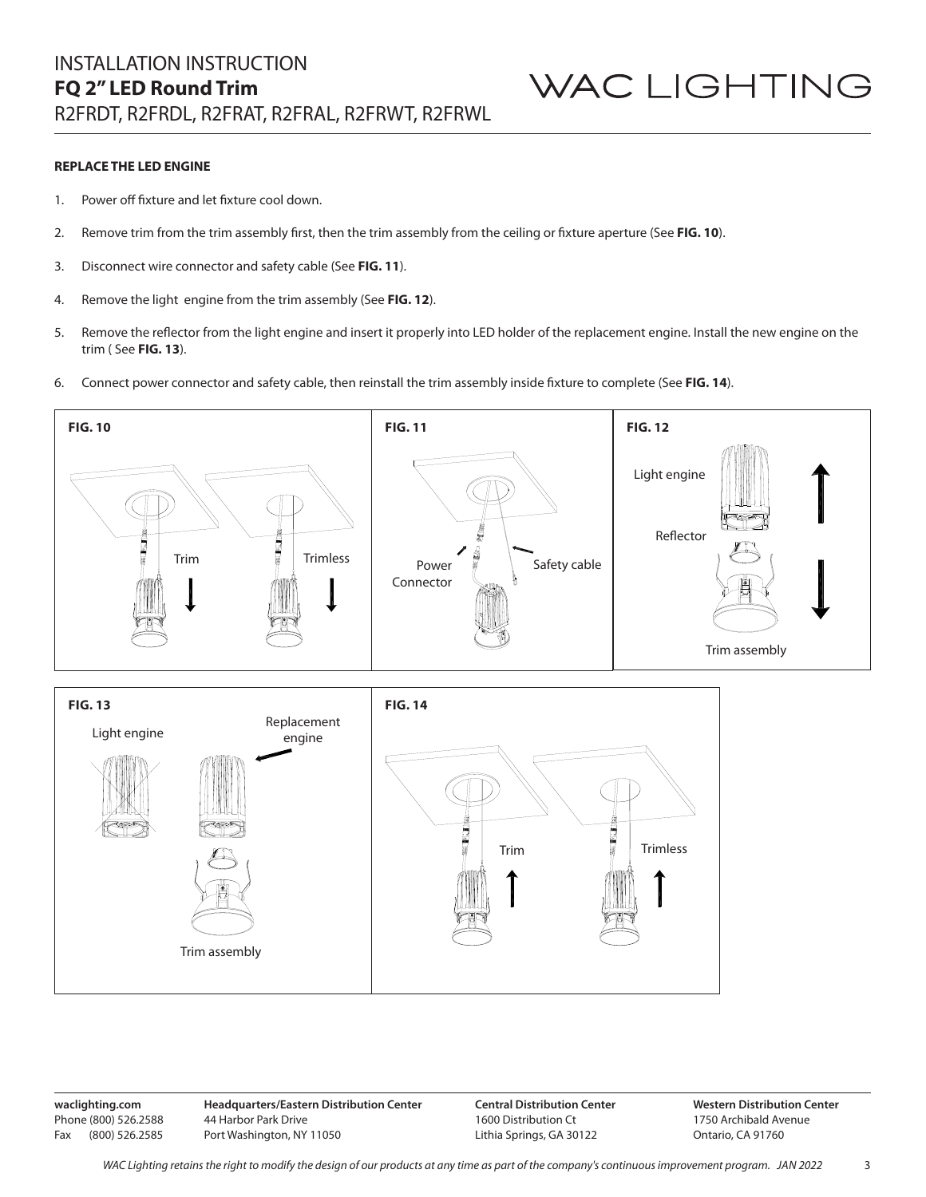# INSTALLATION INSTRUCTION
## FQ 2" LED Round Trim
R2FRDT, R2FRDL, R2FRAT, R2FRAL, R2FRWT, R2FRWL

WAC LIGHTING

**REPLACE THE LED ENGINE**

1. Power off fixture and let fixture cool down.
2. Remove trim from the trim assembly first, then the trim assembly from the ceiling or fixture aperture (See **FIG. 10**).
3. Disconnect wire connector and safety cable (See **FIG. 11**).
4. Remove the light engine from the trim assembly (See **FIG. 12**).
5. Remove the reflector from the light engine and insert it properly into LED holder of the replacement engine. Install the new engine on the trim ( See **FIG. 13**).
6. Connect power connector and safety cable, then reinstall the trim assembly inside fixture to complete (See **FIG. 14**).

**FIG. 10**

Trim

Trimless

**FIG. 11**

Power Connector

Safety cable

**FIG. 12**

Light engine

Reflector

Trim assembly

**FIG. 13**

Light engine

Replacement engine

Trim assembly

**FIG. 14**

Trim

Trimless

**waclighting.com**
Phone (800) 526.2588
Fax (800) 526.2585

**Headquarters/Eastern Distribution Center**
44 Harbor Park Drive
Port Washington, NY 11050

**Central Distribution Center**
1600 Distribution Ct
Lithia Springs, GA 30122

**Western Distribution Center**
1750 Archibald Avenue
Ontario, CA 91760

*WAC Lighting retains the right to modify the design of our products at any time as part of the company's continuous improvement program. JAN 2022*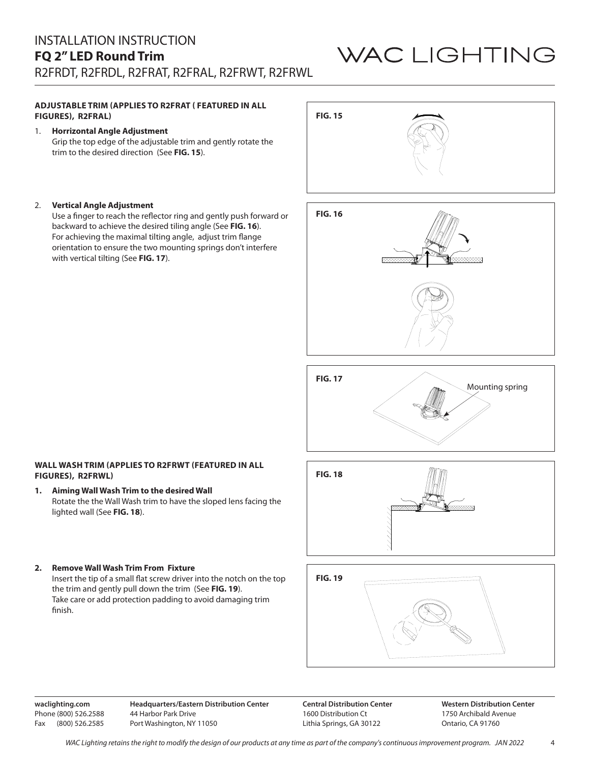# INSTALLATION INSTRUCTION
**FQ 2" LED Round Trim**
R2FRDT, R2FRDL, R2FRAT, R2FRAL, R2FRWT, R2FRWL

WAC LIGHTING

### ADJUSTABLE TRIM (APPLIES TO R2FRAT ( FEATURED IN ALL FIGURES), R2FRAL)

1. **Horrizontal Angle Adjustment**
   Grip the top edge of the adjustable trim and gently rotate the trim to the desired direction (See **FIG. 15**).

2. **Vertical Angle Adjustment**
   Use a finger to reach the reflector ring and gently push forward or backward to achieve the desired tiling angle (See **FIG. 16**).
   For achieving the maximal tilting angle, adjust trim flange orientation to ensure the two mounting springs don't interfere with vertical tilting (See **FIG. 17**).

**FIG. 15**

**FIG. 16**

**FIG. 17**

Mounting spring

### WALL WASH TRIM (APPLIES TO R2FRWT (FEATURED IN ALL FIGURES), R2FRWL)

1. **Aiming Wall Wash Trim to the desired Wall**
   Rotate the the Wall Wash trim to have the sloped lens facing the lighted wall (See **FIG. 18**).

2. **Remove Wall Wash Trim From Fixture**
   Insert the tip of a small flat screw driver into the notch on the top the trim and gently pull down the trim (See **FIG. 19**).
   Take care or add protection padding to avoid damaging trim finish.

**FIG. 18**

**FIG. 19**

**waclighting.com**
Phone (800) 526.2588
Fax (800) 526.2585

**Headquarters/Eastern Distribution Center**
44 Harbor Park Drive
Port Washington, NY 11050

**Central Distribution Center**
1600 Distribution Ct
Lithia Springs, GA 30122

**Western Distribution Center**
1750 Archibald Avenue
Ontario, CA 91760

*WAC Lighting retains the right to modify the design of our products at any time as part of the company's continuous improvement program. JAN 2022*